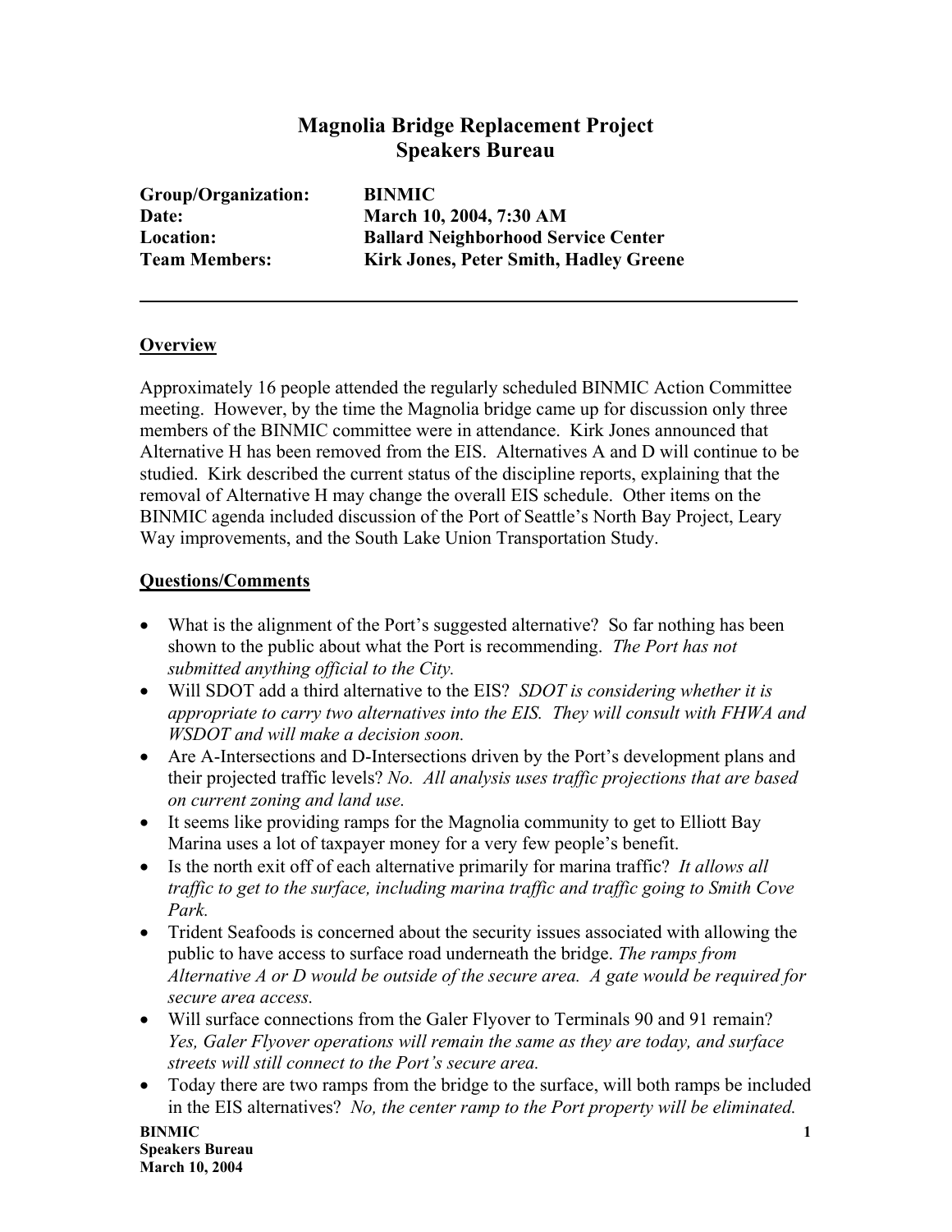# Magnolia Bridge Replacement Project
# Speakers Bureau

**Group/Organization:** **BINMIC**
**Date:** **March 10, 2004, 7:30 AM**
**Location:** **Ballard Neighborhood Service Center**
**Team Members:** **Kirk Jones, Peter Smith, Hadley Greene**

---

## Overview

Approximately 16 people attended the regularly scheduled BINMIC Action Committee meeting. However, by the time the Magnolia bridge came up for discussion only three members of the BINMIC committee were in attendance. Kirk Jones announced that Alternative H has been removed from the EIS. Alternatives A and D will continue to be studied. Kirk described the current status of the discipline reports, explaining that the removal of Alternative H may change the overall EIS schedule. Other items on the BINMIC agenda included discussion of the Port of Seattle's North Bay Project, Leary Way improvements, and the South Lake Union Transportation Study.

## Questions/Comments

- What is the alignment of the Port's suggested alternative? So far nothing has been shown to the public about what the Port is recommending. *The Port has not submitted anything official to the City.*
- Will SDOT add a third alternative to the EIS? *SDOT is considering whether it is appropriate to carry two alternatives into the EIS. They will consult with FHWA and WSDOT and will make a decision soon.*
- Are A-Intersections and D-Intersections driven by the Port's development plans and their projected traffic levels? *No. All analysis uses traffic projections that are based on current zoning and land use.*
- It seems like providing ramps for the Magnolia community to get to Elliott Bay Marina uses a lot of taxpayer money for a very few people's benefit.
- Is the north exit off of each alternative primarily for marina traffic? *It allows all traffic to get to the surface, including marina traffic and traffic going to Smith Cove Park.*
- Trident Seafoods is concerned about the security issues associated with allowing the public to have access to surface road underneath the bridge. *The ramps from Alternative A or D would be outside of the secure area. A gate would be required for secure area access.*
- Will surface connections from the Galer Flyover to Terminals 90 and 91 remain? *Yes, Galer Flyover operations will remain the same as they are today, and surface streets will still connect to the Port's secure area.*
- Today there are two ramps from the bridge to the surface, will both ramps be included in the EIS alternatives? *No, the center ramp to the Port property will be eliminated.*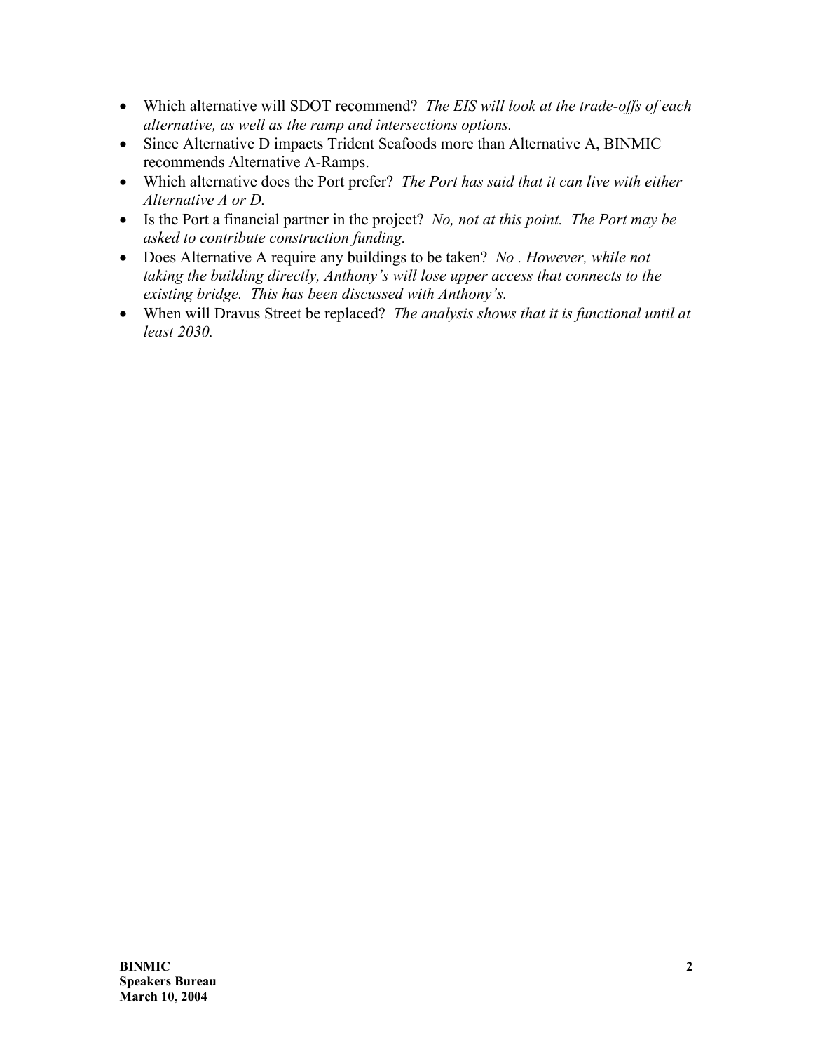- Which alternative will SDOT recommend? *The EIS will look at the trade-offs of each alternative, as well as the ramp and intersections options.*
- Since Alternative D impacts Trident Seafoods more than Alternative A, BINMIC recommends Alternative A-Ramps.
- Which alternative does the Port prefer? *The Port has said that it can live with either Alternative A or D.*
- Is the Port a financial partner in the project? *No, not at this point. The Port may be asked to contribute construction funding.*
- Does Alternative A require any buildings to be taken? *No . However, while not taking the building directly, Anthony's will lose upper access that connects to the existing bridge. This has been discussed with Anthony's.*
- When will Dravus Street be replaced? *The analysis shows that it is functional until at least 2030.*